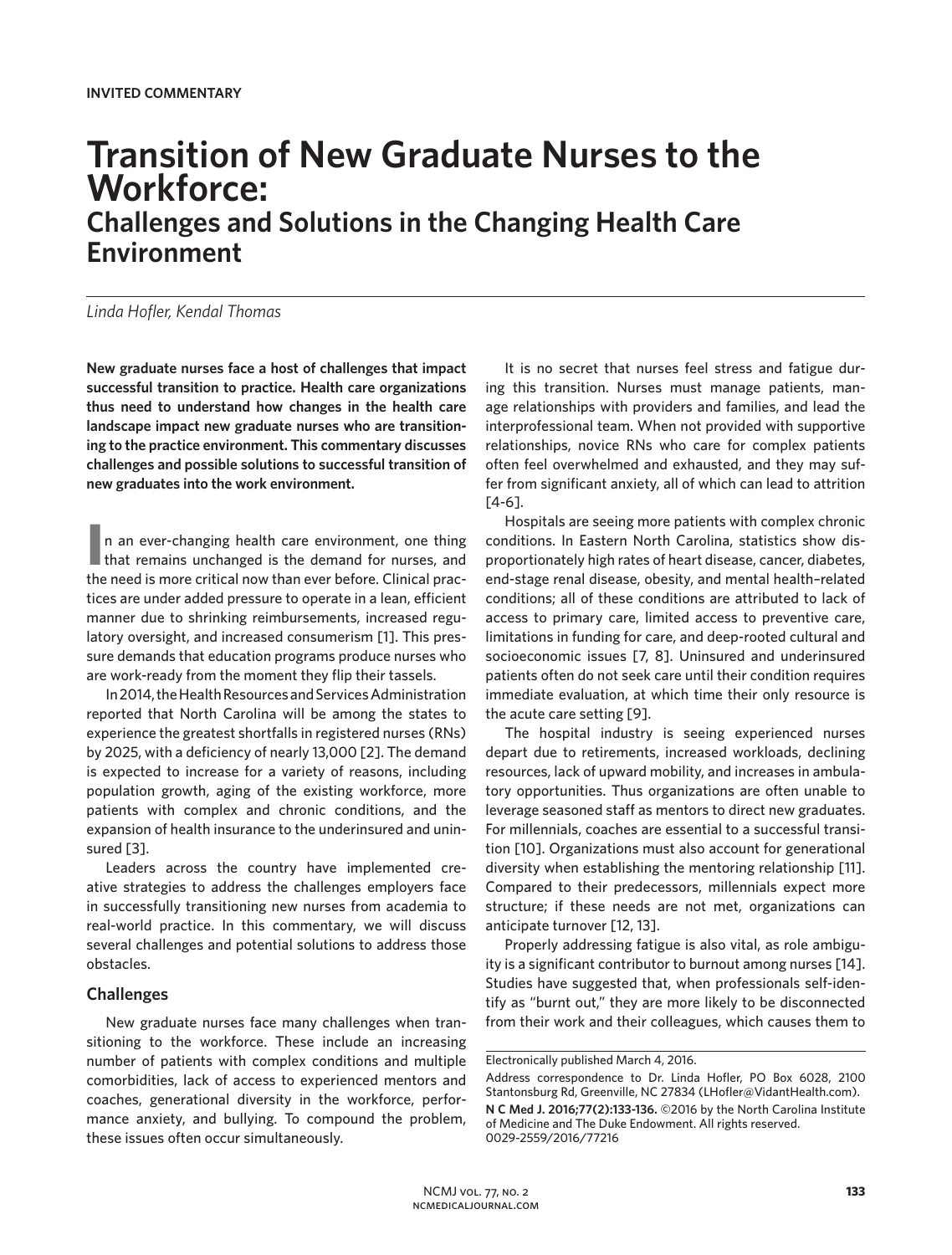INVITED COMMENTARY

# Transition of New Graduate Nurses to the Workforce:

## Challenges and Solutions in the Changing Health Care Environment

*Linda Hofler, Kendal Thomas*

**New graduate nurses face a host of challenges that impact successful transition to practice. Health care organizations thus need to understand how changes in the health care landscape impact new graduate nurses who are transitioning to the practice environment. This commentary discusses challenges and possible solutions to successful transition of new graduates into the work environment.**

In an ever-changing health care environment, one thing that remains unchanged is the demand for nurses, and the need is more critical now than ever before. Clinical practices are under added pressure to operate in a lean, efficient manner due to shrinking reimbursements, increased regulatory oversight, and increased consumerism [1]. This pressure demands that education programs produce nurses who are work-ready from the moment they flip their tassels.

In 2014, the Health Resources and Services Administration reported that North Carolina will be among the states to experience the greatest shortfalls in registered nurses (RNs) by 2025, with a deficiency of nearly 13,000 [2]. The demand is expected to increase for a variety of reasons, including population growth, aging of the existing workforce, more patients with complex and chronic conditions, and the expansion of health insurance to the underinsured and uninsured [3].

Leaders across the country have implemented creative strategies to address the challenges employers face in successfully transitioning new nurses from academia to real-world practice. In this commentary, we will discuss several challenges and potential solutions to address those obstacles.

### Challenges

New graduate nurses face many challenges when transitioning to the workforce. These include an increasing number of patients with complex conditions and multiple comorbidities, lack of access to experienced mentors and coaches, generational diversity in the workforce, performance anxiety, and bullying. To compound the problem, these issues often occur simultaneously.

It is no secret that nurses feel stress and fatigue during this transition. Nurses must manage patients, manage relationships with providers and families, and lead the interprofessional team. When not provided with supportive relationships, novice RNs who care for complex patients often feel overwhelmed and exhausted, and they may suffer from significant anxiety, all of which can lead to attrition [4-6].

Hospitals are seeing more patients with complex chronic conditions. In Eastern North Carolina, statistics show disproportionately high rates of heart disease, cancer, diabetes, end-stage renal disease, obesity, and mental health–related conditions; all of these conditions are attributed to lack of access to primary care, limited access to preventive care, limitations in funding for care, and deep-rooted cultural and socioeconomic issues [7, 8]. Uninsured and underinsured patients often do not seek care until their condition requires immediate evaluation, at which time their only resource is the acute care setting [9].

The hospital industry is seeing experienced nurses depart due to retirements, increased workloads, declining resources, lack of upward mobility, and increases in ambulatory opportunities. Thus organizations are often unable to leverage seasoned staff as mentors to direct new graduates. For millennials, coaches are essential to a successful transition [10]. Organizations must also account for generational diversity when establishing the mentoring relationship [11]. Compared to their predecessors, millennials expect more structure; if these needs are not met, organizations can anticipate turnover [12, 13].

Properly addressing fatigue is also vital, as role ambiguity is a significant contributor to burnout among nurses [14]. Studies have suggested that, when professionals self-identify as "burnt out," they are more likely to be disconnected from their work and their colleagues, which causes them to

---

Electronically published March 4, 2016.

Address correspondence to Dr. Linda Hofler, PO Box 6028, 2100 Stantonsburg Rd, Greenville, NC 27834 (LHofler@VidantHealth.com).

**N C Med J. 2016;77(2):133-136.** ©2016 by the North Carolina Institute of Medicine and The Duke Endowment. All rights reserved. 0029-2559/2016/77216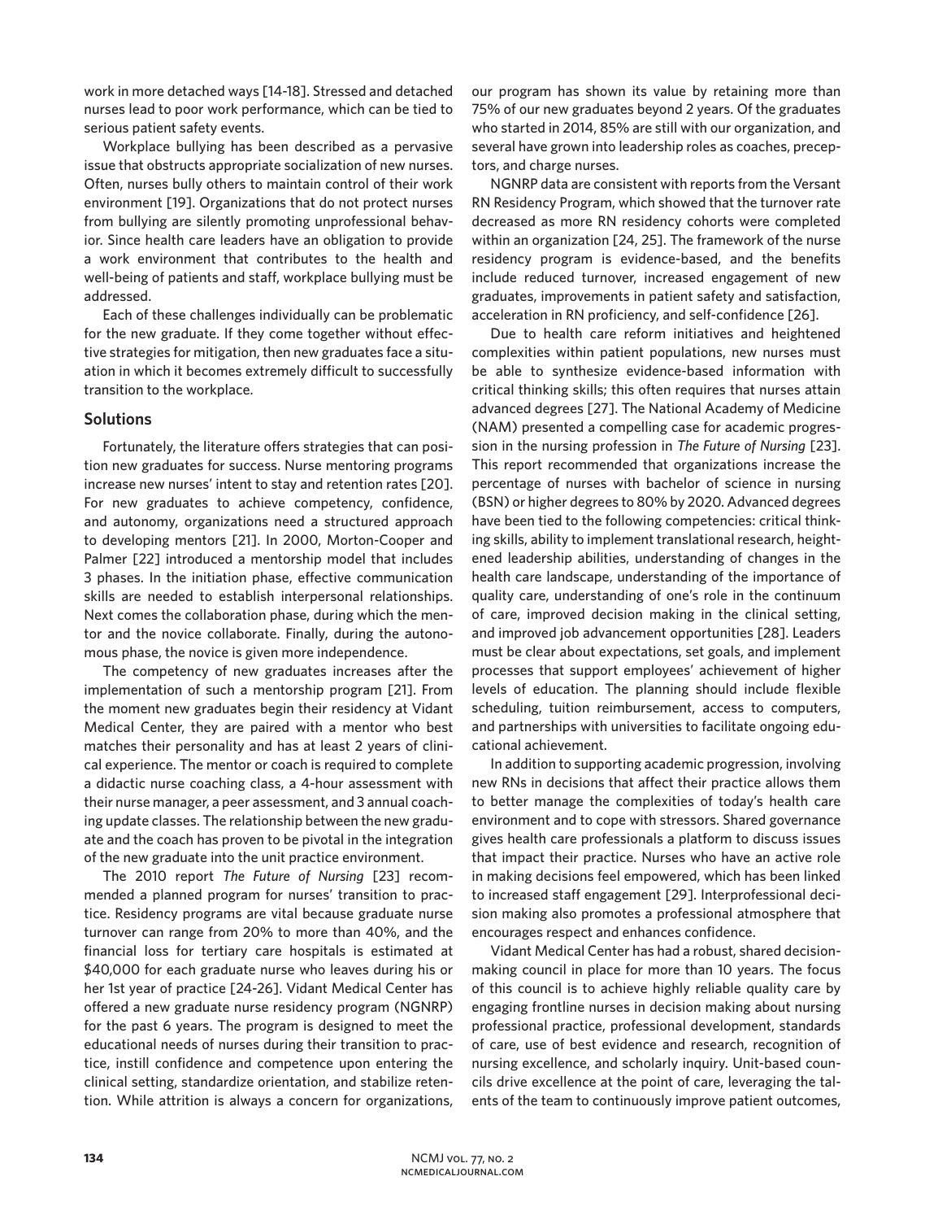work in more detached ways [14-18]. Stressed and detached nurses lead to poor work performance, which can be tied to serious patient safety events.

Workplace bullying has been described as a pervasive issue that obstructs appropriate socialization of new nurses. Often, nurses bully others to maintain control of their work environment [19]. Organizations that do not protect nurses from bullying are silently promoting unprofessional behavior. Since health care leaders have an obligation to provide a work environment that contributes to the health and well-being of patients and staff, workplace bullying must be addressed.

Each of these challenges individually can be problematic for the new graduate. If they come together without effective strategies for mitigation, then new graduates face a situation in which it becomes extremely difficult to successfully transition to the workplace.

## Solutions

Fortunately, the literature offers strategies that can position new graduates for success. Nurse mentoring programs increase new nurses' intent to stay and retention rates [20]. For new graduates to achieve competency, confidence, and autonomy, organizations need a structured approach to developing mentors [21]. In 2000, Morton-Cooper and Palmer [22] introduced a mentorship model that includes 3 phases. In the initiation phase, effective communication skills are needed to establish interpersonal relationships. Next comes the collaboration phase, during which the mentor and the novice collaborate. Finally, during the autonomous phase, the novice is given more independence.

The competency of new graduates increases after the implementation of such a mentorship program [21]. From the moment new graduates begin their residency at Vidant Medical Center, they are paired with a mentor who best matches their personality and has at least 2 years of clinical experience. The mentor or coach is required to complete a didactic nurse coaching class, a 4-hour assessment with their nurse manager, a peer assessment, and 3 annual coaching update classes. The relationship between the new graduate and the coach has proven to be pivotal in the integration of the new graduate into the unit practice environment.

The 2010 report *The Future of Nursing* [23] recommended a planned program for nurses' transition to practice. Residency programs are vital because graduate nurse turnover can range from 20% to more than 40%, and the financial loss for tertiary care hospitals is estimated at $40,000 for each graduate nurse who leaves during his or her 1st year of practice [24-26]. Vidant Medical Center has offered a new graduate nurse residency program (NGNRP) for the past 6 years. The program is designed to meet the educational needs of nurses during their transition to practice, instill confidence and competence upon entering the clinical setting, standardize orientation, and stabilize retention. While attrition is always a concern for organizations, our program has shown its value by retaining more than 75% of our new graduates beyond 2 years. Of the graduates who started in 2014, 85% are still with our organization, and several have grown into leadership roles as coaches, preceptors, and charge nurses.

NGNRP data are consistent with reports from the Versant RN Residency Program, which showed that the turnover rate decreased as more RN residency cohorts were completed within an organization [24, 25]. The framework of the nurse residency program is evidence-based, and the benefits include reduced turnover, increased engagement of new graduates, improvements in patient safety and satisfaction, acceleration in RN proficiency, and self-confidence [26].

Due to health care reform initiatives and heightened complexities within patient populations, new nurses must be able to synthesize evidence-based information with critical thinking skills; this often requires that nurses attain advanced degrees [27]. The National Academy of Medicine (NAM) presented a compelling case for academic progression in the nursing profession in *The Future of Nursing* [23]. This report recommended that organizations increase the percentage of nurses with bachelor of science in nursing (BSN) or higher degrees to 80% by 2020. Advanced degrees have been tied to the following competencies: critical thinking skills, ability to implement translational research, heightened leadership abilities, understanding of changes in the health care landscape, understanding of the importance of quality care, understanding of one's role in the continuum of care, improved decision making in the clinical setting, and improved job advancement opportunities [28]. Leaders must be clear about expectations, set goals, and implement processes that support employees' achievement of higher levels of education. The planning should include flexible scheduling, tuition reimbursement, access to computers, and partnerships with universities to facilitate ongoing educational achievement.

In addition to supporting academic progression, involving new RNs in decisions that affect their practice allows them to better manage the complexities of today's health care environment and to cope with stressors. Shared governance gives health care professionals a platform to discuss issues that impact their practice. Nurses who have an active role in making decisions feel empowered, which has been linked to increased staff engagement [29]. Interprofessional decision making also promotes a professional atmosphere that encourages respect and enhances confidence.

Vidant Medical Center has had a robust, shared decision-making council in place for more than 10 years. The focus of this council is to achieve highly reliable quality care by engaging frontline nurses in decision making about nursing professional practice, professional development, standards of care, use of best evidence and research, recognition of nursing excellence, and scholarly inquiry. Unit-based councils drive excellence at the point of care, leveraging the talents of the team to continuously improve patient outcomes,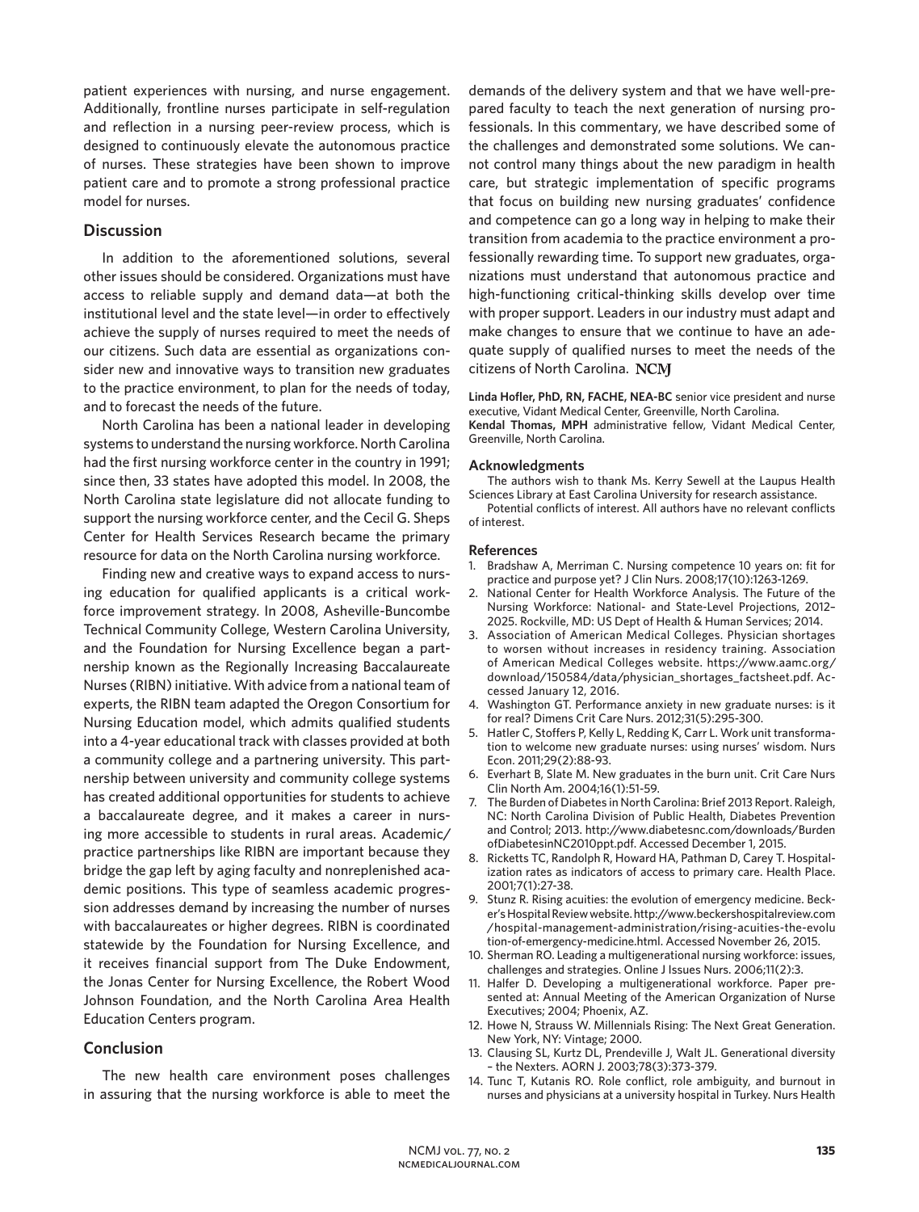patient experiences with nursing, and nurse engagement. Additionally, frontline nurses participate in self-regulation and reflection in a nursing peer-review process, which is designed to continuously elevate the autonomous practice of nurses. These strategies have been shown to improve patient care and to promote a strong professional practice model for nurses.

## Discussion

In addition to the aforementioned solutions, several other issues should be considered. Organizations must have access to reliable supply and demand data—at both the institutional level and the state level—in order to effectively achieve the supply of nurses required to meet the needs of our citizens. Such data are essential as organizations consider new and innovative ways to transition new graduates to the practice environment, to plan for the needs of today, and to forecast the needs of the future.

North Carolina has been a national leader in developing systems to understand the nursing workforce. North Carolina had the first nursing workforce center in the country in 1991; since then, 33 states have adopted this model. In 2008, the North Carolina state legislature did not allocate funding to support the nursing workforce center, and the Cecil G. Sheps Center for Health Services Research became the primary resource for data on the North Carolina nursing workforce.

Finding new and creative ways to expand access to nursing education for qualified applicants is a critical workforce improvement strategy. In 2008, Asheville-Buncombe Technical Community College, Western Carolina University, and the Foundation for Nursing Excellence began a partnership known as the Regionally Increasing Baccalaureate Nurses (RIBN) initiative. With advice from a national team of experts, the RIBN team adapted the Oregon Consortium for Nursing Education model, which admits qualified students into a 4-year educational track with classes provided at both a community college and a partnering university. This partnership between university and community college systems has created additional opportunities for students to achieve a baccalaureate degree, and it makes a career in nursing more accessible to students in rural areas. Academic/practice partnerships like RIBN are important because they bridge the gap left by aging faculty and nonreplenished academic positions. This type of seamless academic progression addresses demand by increasing the number of nurses with baccalaureates or higher degrees. RIBN is coordinated statewide by the Foundation for Nursing Excellence, and it receives financial support from The Duke Endowment, the Jonas Center for Nursing Excellence, the Robert Wood Johnson Foundation, and the North Carolina Area Health Education Centers program.

## Conclusion

The new health care environment poses challenges in assuring that the nursing workforce is able to meet the demands of the delivery system and that we have well-prepared faculty to teach the next generation of nursing professionals. In this commentary, we have described some of the challenges and demonstrated some solutions. We cannot control many things about the new paradigm in health care, but strategic implementation of specific programs that focus on building new nursing graduates' confidence and competence can go a long way in helping to make their transition from academia to the practice environment a professionally rewarding time. To support new graduates, organizations must understand that autonomous practice and high-functioning critical-thinking skills develop over time with proper support. Leaders in our industry must adapt and make changes to ensure that we continue to have an adequate supply of qualified nurses to meet the needs of the citizens of North Carolina. NCMJ

**Linda Hofler, PhD, RN, FACHE, NEA-BC** senior vice president and nurse executive, Vidant Medical Center, Greenville, North Carolina.
**Kendal Thomas, MPH** administrative fellow, Vidant Medical Center, Greenville, North Carolina.

### Acknowledgments

The authors wish to thank Ms. Kerry Sewell at the Laupus Health Sciences Library at East Carolina University for research assistance.

Potential conflicts of interest. All authors have no relevant conflicts of interest.

### References

1. Bradshaw A, Merriman C. Nursing competence 10 years on: fit for practice and purpose yet? J Clin Nurs. 2008;17(10):1263-1269.
2. National Center for Health Workforce Analysis. The Future of the Nursing Workforce: National- and State-Level Projections, 2012–2025. Rockville, MD: US Dept of Health & Human Services; 2014.
3. Association of American Medical Colleges. Physician shortages to worsen without increases in residency training. Association of American Medical Colleges website. https://www.aamc.org/download/150584/data/physician_shortages_factsheet.pdf. Accessed January 12, 2016.
4. Washington GT. Performance anxiety in new graduate nurses: is it for real? Dimens Crit Care Nurs. 2012;31(5):295-300.
5. Hatler C, Stoffers P, Kelly L, Redding K, Carr L. Work unit transformation to welcome new graduate nurses: using nurses' wisdom. Nurs Econ. 2011;29(2):88-93.
6. Everhart B, Slate M. New graduates in the burn unit. Crit Care Nurs Clin North Am. 2004;16(1):51-59.
7. The Burden of Diabetes in North Carolina: Brief 2013 Report. Raleigh, NC: North Carolina Division of Public Health, Diabetes Prevention and Control; 2013. http://www.diabetesnc.com/downloads/BurdenofDiabetesinNC2010ppt.pdf. Accessed December 1, 2015.
8. Ricketts TC, Randolph R, Howard HA, Pathman D, Carey T. Hospitalization rates as indicators of access to primary care. Health Place. 2001;7(1):27-38.
9. Stunz R. Rising acuities: the evolution of emergency medicine. Becker's Hospital Review website. http://www.beckershospitalreview.com/hospital-management-administration/rising-acuities-the-evolution-of-emergency-medicine.html. Accessed November 26, 2015.
10. Sherman RO. Leading a multigenerational nursing workforce: issues, challenges and strategies. Online J Issues Nurs. 2006;11(2):3.
11. Halfer D. Developing a multigenerational workforce. Paper presented at: Annual Meeting of the American Organization of Nurse Executives; 2004; Phoenix, AZ.
12. Howe N, Strauss W. Millennials Rising: The Next Great Generation. New York, NY: Vintage; 2000.
13. Clausing SL, Kurtz DL, Prendeville J, Walt JL. Generational diversity – the Nexters. AORN J. 2003;78(3):373-379.
14. Tunc T, Kutanis RO. Role conflict, role ambiguity, and burnout in nurses and physicians at a university hospital in Turkey. Nurs Health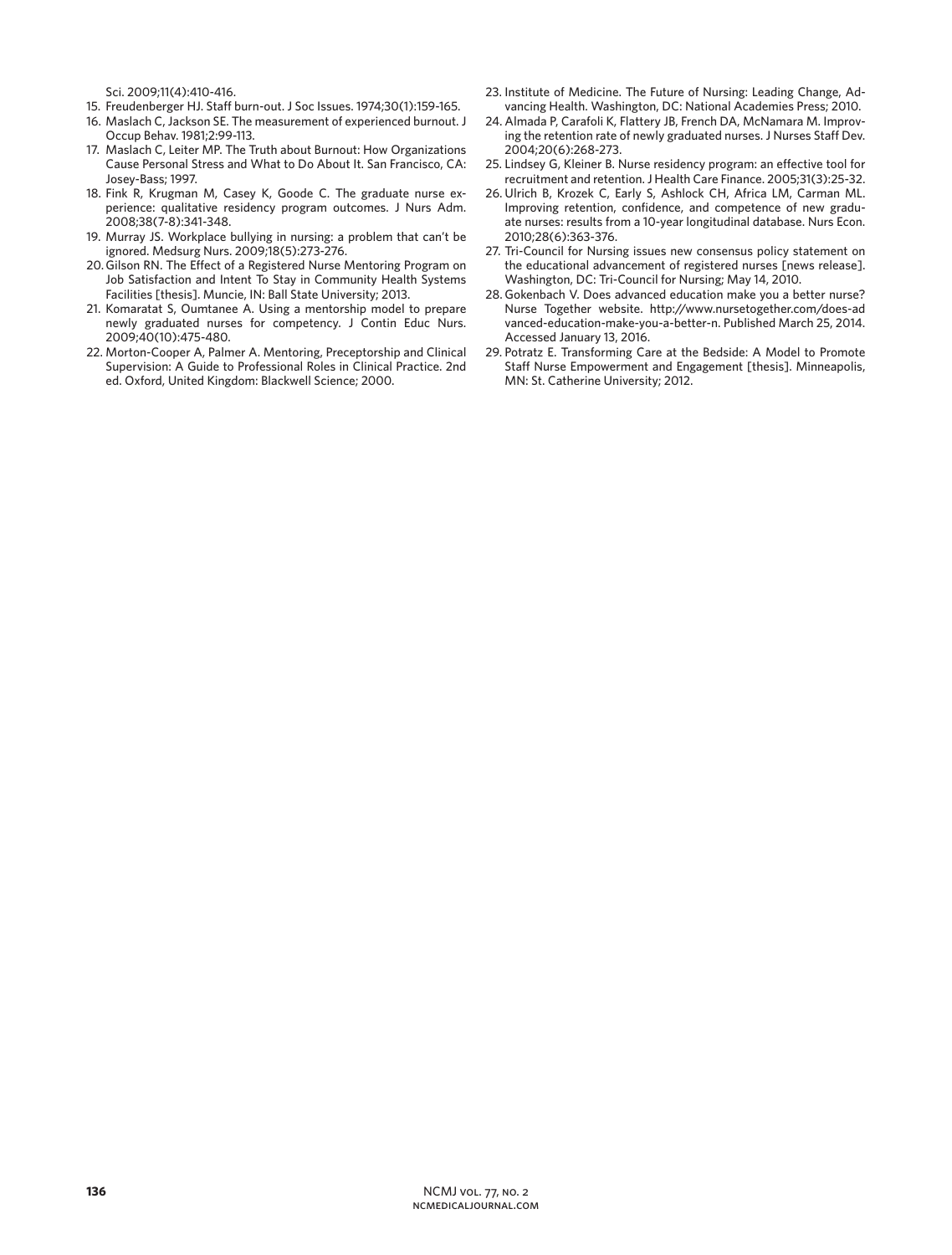Sci. 2009;11(4):410-416.

15. Freudenberger HJ. Staff burn-out. J Soc Issues. 1974;30(1):159-165.
16. Maslach C, Jackson SE. The measurement of experienced burnout. J Occup Behav. 1981;2:99-113.
17. Maslach C, Leiter MP. The Truth about Burnout: How Organizations Cause Personal Stress and What to Do About It. San Francisco, CA: Josey-Bass; 1997.
18. Fink R, Krugman M, Casey K, Goode C. The graduate nurse experience: qualitative residency program outcomes. J Nurs Adm. 2008;38(7-8):341-348.
19. Murray JS. Workplace bullying in nursing: a problem that can't be ignored. Medsurg Nurs. 2009;18(5):273-276.
20. Gilson RN. The Effect of a Registered Nurse Mentoring Program on Job Satisfaction and Intent To Stay in Community Health Systems Facilities [thesis]. Muncie, IN: Ball State University; 2013.
21. Komaratat S, Oumtanee A. Using a mentorship model to prepare newly graduated nurses for competency. J Contin Educ Nurs. 2009;40(10):475-480.
22. Morton-Cooper A, Palmer A. Mentoring, Preceptorship and Clinical Supervision: A Guide to Professional Roles in Clinical Practice. 2nd ed. Oxford, United Kingdom: Blackwell Science; 2000.
23. Institute of Medicine. The Future of Nursing: Leading Change, Advancing Health. Washington, DC: National Academies Press; 2010.
24. Almada P, Carafoli K, Flattery JB, French DA, McNamara M. Improving the retention rate of newly graduated nurses. J Nurses Staff Dev. 2004;20(6):268-273.
25. Lindsey G, Kleiner B. Nurse residency program: an effective tool for recruitment and retention. J Health Care Finance. 2005;31(3):25-32.
26. Ulrich B, Krozek C, Early S, Ashlock CH, Africa LM, Carman ML. Improving retention, confidence, and competence of new graduate nurses: results from a 10-year longitudinal database. Nurs Econ. 2010;28(6):363-376.
27. Tri-Council for Nursing issues new consensus policy statement on the educational advancement of registered nurses [news release]. Washington, DC: Tri-Council for Nursing; May 14, 2010.
28. Gokenbach V. Does advanced education make you a better nurse? Nurse Together website. http://www.nursetogether.com/does-advanced-education-make-you-a-better-n. Published March 25, 2014. Accessed January 13, 2016.
29. Potratz E. Transforming Care at the Bedside: A Model to Promote Staff Nurse Empowerment and Engagement [thesis]. Minneapolis, MN: St. Catherine University; 2012.